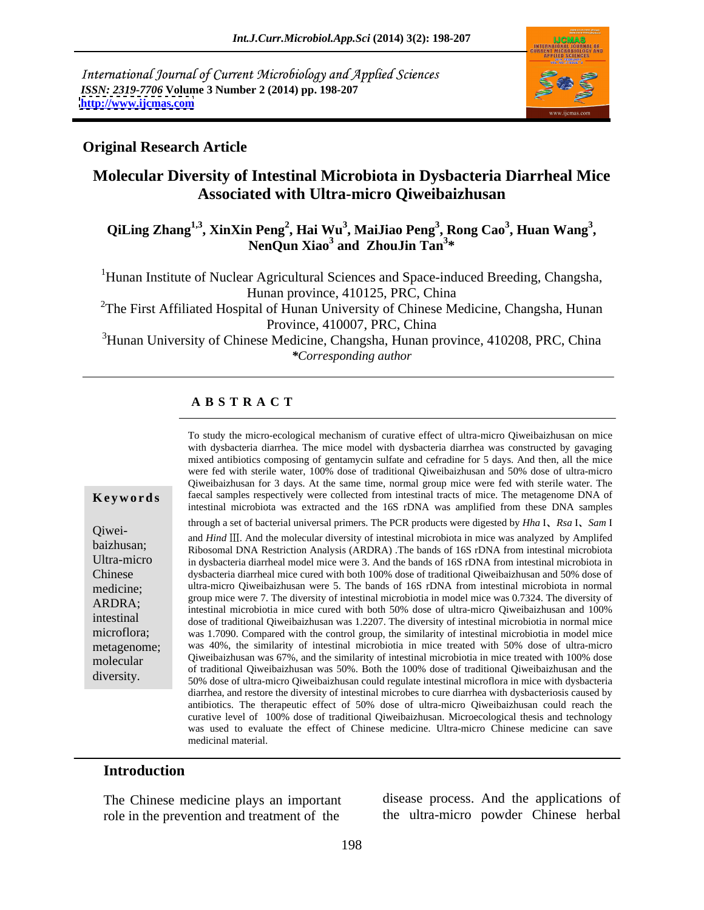International Journal of Current Microbiology and Applied Sciences
*ISSN: 2319-7706* **Volume 3 Number 2 (2014) pp. 198-207**
**http://www.ijcmas.com**

**Original Research Article**

# Molecular Diversity of Intestinal Microbiota in Dysbacteria Diarrheal Mice Associated with Ultra-micro Qiweibaizhusan

**QiLing Zhang[1,3], XinXin Peng[2], Hai Wu[3], MaiJiao Peng[3], Rong Cao[3], Huan Wang[3], NenQun Xiao[3] and ZhouJin Tan[3]\***

[1]Hunan Institute of Nuclear Agricultural Sciences and Space-induced Breeding, Changsha, Hunan province, 410125, PRC, China

[2]The First Affiliated Hospital of Hunan University of Chinese Medicine, Changsha, Hunan Province, 410007, PRC, China

[3]Hunan University of Chinese Medicine, Changsha, Hunan province, 410208, PRC, China

*\*Corresponding author*

## A B S T R A C T

**Keywords**

Qiwei-baizhusan; Ultra-micro Chinese medicine; ARDRA; intestinal microflora; metagenome; molecular diversity.

To study the micro-ecological mechanism of curative effect of ultra-micro Qiweibaizhusan on mice with dysbacteria diarrhea. The mice model with dysbacteria diarrhea was constructed by gavaging mixed antibiotics composing of gentamycin sulfate and cefradine for 5 days. And then, all the mice were fed with sterile water, 100% dose of traditional Qiweibaizhusan and 50% dose of ultra-micro Qiweibaizhusan for 3 days. At the same time, normal group mice were fed with sterile water. The faecal samples respectively were collected from intestinal tracts of mice. The metagenome DNA of intestinal microbiota was extracted and the 16S rDNA was amplified from these DNA samples through a set of bacterial universal primers. The PCR products were digested by *Hha* I、*Rsa* I、*Sam* I and *Hind* Ⅲ. And the molecular diversity of intestinal microbiota in mice was analyzed by Amplifed Ribosomal DNA Restriction Analysis (ARDRA) .The bands of 16S rDNA from intestinal microbiota in dysbacteria diarrheal model mice were 3. And the bands of 16S rDNA from intestinal microbiota in dysbacteria diarrheal mice cured with both 100% dose of traditional Qiweibaizhusan and 50% dose of ultra-micro Qiweibaizhusan were 5. The bands of 16S rDNA from intestinal microbiota in normal group mice were 7. The diversity of intestinal microbiotia in model mice was 0.7324. The diversity of intestinal microbiotia in mice cured with both 50% dose of ultra-micro Qiweibaizhusan and 100% dose of traditional Qiweibaizhusan was 1.2207. The diversity of intestinal microbiotia in normal mice was 1.7090. Compared with the control group, the similarity of intestinal microbiotia in model mice was 40%, the similarity of intestinal microbiotia in mice treated with 50% dose of ultra-micro Qiweibaizhusan was 67%, and the similarity of intestinal microbiotia in mice treated with 100% dose of traditional Qiweibaizhusan was 50%. Both the 100% dose of traditional Qiweibaizhusan and the 50% dose of ultra-micro Qiweibaizhusan could regulate intestinal microflora in mice with dysbacteria diarrhea, and restore the diversity of intestinal microbes to cure diarrhea with dysbacteriosis caused by antibiotics. The therapeutic effect of 50% dose of ultra-micro Qiweibaizhusan could reach the curative level of 100% dose of traditional Qiweibaizhusan. Microecological thesis and technology was used to evaluate the effect of Chinese medicine. Ultra-micro Chinese medicine can save medicinal material.

## Introduction

The Chinese medicine plays an important role in the prevention and treatment of the disease process. And the applications of the ultra-micro powder Chinese herbal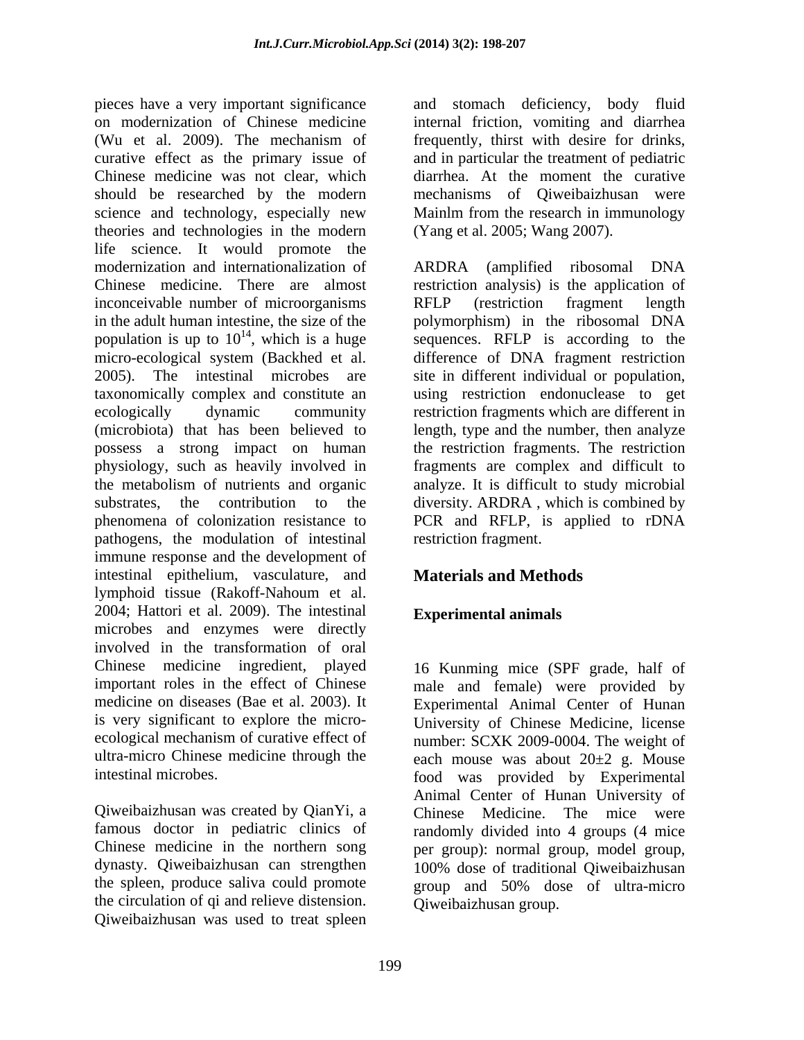pieces have a very important significance on modernization of Chinese medicine (Wu et al. 2009). The mechanism of curative effect as the primary issue of Chinese medicine was not clear, which should be researched by the modern science and technology, especially new theories and technologies in the modern life science. It would promote the modernization and internationalization of Chinese medicine. There are almost inconceivable number of microorganisms in the adult human intestine, the size of the population is up to $10^{14}$, which is a huge micro-ecological system (Backhed et al. 2005). The intestinal microbes are taxonomically complex and constitute an ecologically dynamic community (microbiota) that has been believed to possess a strong impact on human physiology, such as heavily involved in the metabolism of nutrients and organic substrates, the contribution to the phenomena of colonization resistance to pathogens, the modulation of intestinal immune response and the development of intestinal epithelium, vasculature, and lymphoid tissue (Rakoff-Nahoum et al. 2004; Hattori et al. 2009). The intestinal microbes and enzymes were directly involved in the transformation of oral Chinese medicine ingredient, played important roles in the effect of Chinese medicine on diseases (Bae et al. 2003). It is very significant to explore the micro-ecological mechanism of curative effect of ultra-micro Chinese medicine through the intestinal microbes.

Qiweibaizhusan was created by QianYi, a famous doctor in pediatric clinics of Chinese medicine in the northern song dynasty. Qiweibaizhusan can strengthen the spleen, produce saliva could promote the circulation of qi and relieve distension. Qiweibaizhusan was used to treat spleen and stomach deficiency, body fluid internal friction, vomiting and diarrhea frequently, thirst with desire for drinks, and in particular the treatment of pediatric diarrhea. At the moment the curative mechanisms of Qiweibaizhusan were Mainlm from the research in immunology (Yang et al. 2005; Wang 2007).

ARDRA (amplified ribosomal DNA restriction analysis) is the application of RFLP (restriction fragment length polymorphism) in the ribosomal DNA sequences. RFLP is according to the difference of DNA fragment restriction site in different individual or population, using restriction endonuclease to get restriction fragments which are different in length, type and the number, then analyze the restriction fragments. The restriction fragments are complex and difficult to analyze. It is difficult to study microbial diversity. ARDRA , which is combined by PCR and RFLP, is applied to rDNA restriction fragment.

## Materials and Methods

### Experimental animals

16 Kunming mice (SPF grade, half of male and female) were provided by Experimental Animal Center of Hunan University of Chinese Medicine, license number: SCXK 2009-0004. The weight of each mouse was about 20±2 g. Mouse food was provided by Experimental Animal Center of Hunan University of Chinese Medicine. The mice were randomly divided into 4 groups (4 mice per group): normal group, model group, 100% dose of traditional Qiweibaizhusan group and 50% dose of ultra-micro Qiweibaizhusan group.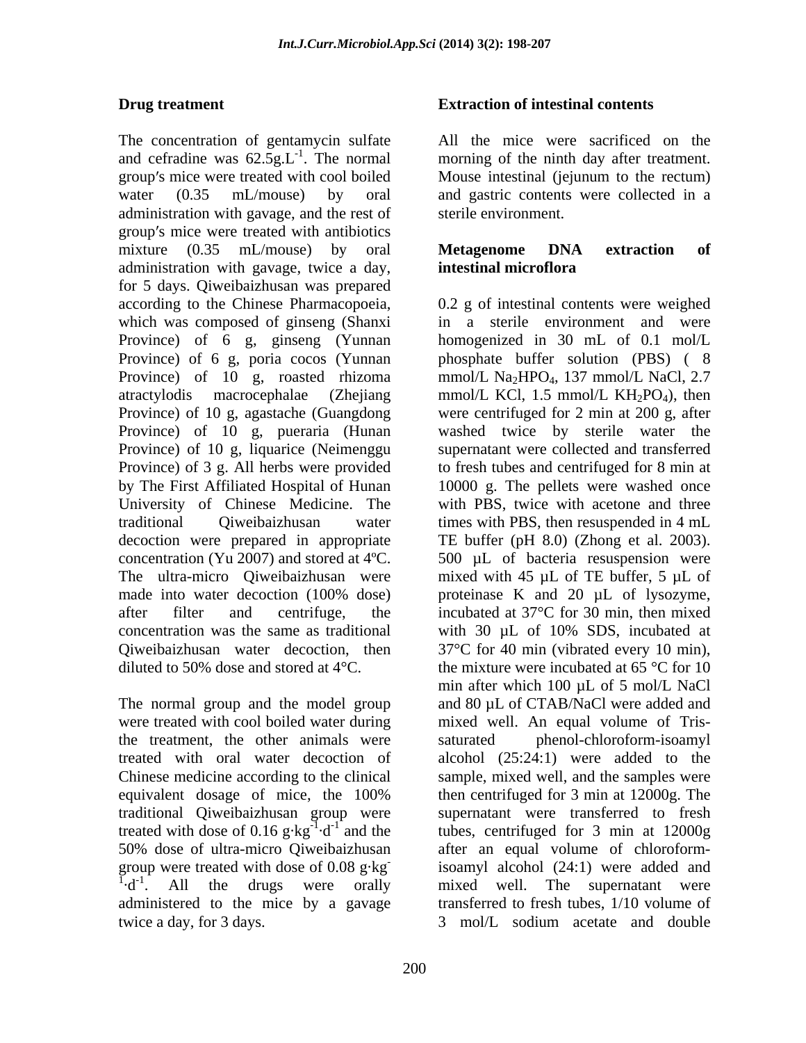**Drug treatment**

The concentration of gentamycin sulfate and cefradine was $62.5 g.L^{-1}$. The normal group′s mice were treated with cool boiled water (0.35 mL/mouse) by oral administration with gavage, and the rest of group′s mice were treated with antibiotics mixture (0.35 mL/mouse) by oral administration with gavage, twice a day, for 5 days. Qiweibaizhusan was prepared according to the Chinese Pharmacopoeia, which was composed of ginseng (Shanxi Province) of 6 g, ginseng (Yunnan Province) of 6 g, poria cocos (Yunnan Province) of 10 g, roasted rhizoma atractylodis macrocephalae (Zhejiang Province) of 10 g, agastache (Guangdong Province) of 10 g, pueraria (Hunan Province) of 10 g, liquarice (Neimenggu Province) of 3 g. All herbs were provided by The First Affiliated Hospital of Hunan University of Chinese Medicine. The traditional Qiweibaizhusan water decoction were prepared in appropriate concentration (Yu 2007) and stored at 4ºC. The ultra-micro Qiweibaizhusan were made into water decoction (100% dose) after filter and centrifuge, the concentration was the same as traditional Qiweibaizhusan water decoction, then diluted to 50% dose and stored at 4°C.

The normal group and the model group were treated with cool boiled water during the treatment, the other animals were treated with oral water decoction of Chinese medicine according to the clinical equivalent dosage of mice, the 100% traditional Qiweibaizhusan group were treated with dose of $0.16\ g{\cdot}kg^{-1}{\cdot}d^{-1}$ and the 50% dose of ultra-micro Qiweibaizhusan group were treated with dose of $0.08\ g{\cdot}kg^{-1}{\cdot}d^{-1}$. All the drugs were orally administered to the mice by a gavage twice a day, for 3 days.

**Extraction of intestinal contents**

All the mice were sacrificed on the morning of the ninth day after treatment. Mouse intestinal (jejunum to the rectum) and gastric contents were collected in a sterile environment.

**Metagenome DNA extraction of intestinal microflora**

0.2 g of intestinal contents were weighed in a sterile environment and were homogenized in 30 mL of 0.1 mol/L phosphate buffer solution (PBS) ( 8 mmol/L $Na_2HPO_4$, 137 mmol/L NaCl, 2.7 mmol/L KCl, 1.5 mmol/L $KH_2PO_4$), then were centrifuged for 2 min at 200 g, after washed twice by sterile water the supernatant were collected and transferred to fresh tubes and centrifuged for 8 min at 10000 g. The pellets were washed once with PBS, twice with acetone and three times with PBS, then resuspended in 4 mL TE buffer (pH 8.0) (Zhong et al. 2003). 500 µL of bacteria resuspension were mixed with 45 µL of TE buffer, 5 µL of proteinase K and 20 µL of lysozyme, incubated at 37°C for 30 min, then mixed with 30 µL of 10% SDS, incubated at 37°C for 40 min (vibrated every 10 min), the mixture were incubated at 65 °C for 10 min after which 100 µL of 5 mol/L NaCl and 80 µL of CTAB/NaCl were added and mixed well. An equal volume of Tris-saturated phenol-chloroform-isoamyl alcohol (25:24:1) were added to the sample, mixed well, and the samples were then centrifuged for 3 min at 12000g. The supernatant were transferred to fresh tubes, centrifuged for 3 min at 12000g after an equal volume of chloroform-isoamyl alcohol (24:1) were added and mixed well. The supernatant were transferred to fresh tubes, 1/10 volume of 3 mol/L sodium acetate and double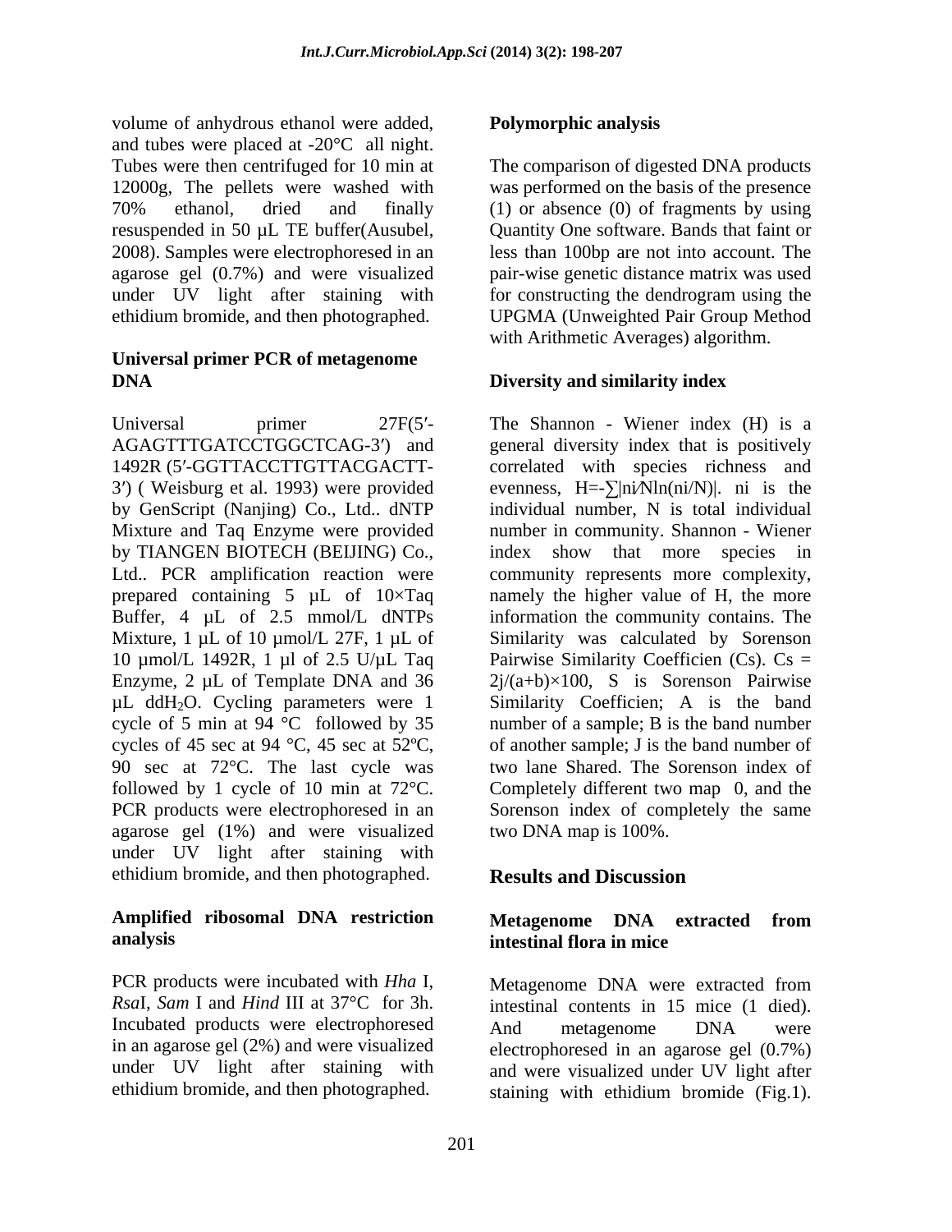volume of anhydrous ethanol were added, and tubes were placed at -20°C all night. Tubes were then centrifuged for 10 min at 12000g, The pellets were washed with 70% ethanol, dried and finally resuspended in 50 µL TE buffer(Ausubel, 2008). Samples were electrophoresed in an agarose gel (0.7%) and were visualized under UV light after staining with ethidium bromide, and then photographed.

### Universal primer PCR of metagenome DNA

Universal primer 27F(5′-AGAGTTTGATCCTGGCTCAG-3′) and 1492R (5′-GGTTACCTTGTTACGACTT-3′) ( Weisburg et al. 1993) were provided by GenScript (Nanjing) Co., Ltd.. dNTP Mixture and Taq Enzyme were provided by TIANGEN BIOTECH (BEIJING) Co., Ltd.. PCR amplification reaction were prepared containing 5 µL of 10×Taq Buffer, 4 µL of 2.5 mmol/L dNTPs Mixture, 1 µL of 10 µmol/L 27F, 1 µL of 10 µmol/L 1492R, 1 µl of 2.5 U/µL Taq Enzyme, 2 µL of Template DNA and 36 µL $ddH_2O$. Cycling parameters were 1 cycle of 5 min at 94 °C followed by 35 cycles of 45 sec at 94 °C, 45 sec at 52ºC, 90 sec at 72°C. The last cycle was followed by 1 cycle of 10 min at 72°C. PCR products were electrophoresed in an agarose gel (1%) and were visualized under UV light after staining with ethidium bromide, and then photographed.

### Amplified ribosomal DNA restriction analysis

PCR products were incubated with *Hha* I, *Rsa*I, *Sam* I and *Hind* III at 37°C for 3h. Incubated products were electrophoresed in an agarose gel (2%) and were visualized under UV light after staining with ethidium bromide, and then photographed.

### Polymorphic analysis

The comparison of digested DNA products was performed on the basis of the presence (1) or absence (0) of fragments by using Quantity One software. Bands that faint or less than 100bp are not into account. The pair-wise genetic distance matrix was used for constructing the dendrogram using the UPGMA (Unweighted Pair Group Method with Arithmetic Averages) algorithm.

### Diversity and similarity index

The Shannon - Wiener index (H) is a general diversity index that is positively correlated with species richness and evenness, $H=-\sum|ni/N\ln(ni/N)|$. ni is the individual number, N is total individual number in community. Shannon - Wiener index show that more species in community represents more complexity, namely the higher value of H, the more information the community contains. The Similarity was calculated by Sorenson Pairwise Similarity Coefficien (Cs). $Cs = 2j/(a+b)\times100$, S is Sorenson Pairwise Similarity Coefficien; A is the band number of a sample; B is the band number of another sample; J is the band number of two lane Shared. The Sorenson index of Completely different two map 0, and the Sorenson index of completely the same two DNA map is 100%.

## Results and Discussion

### Metagenome DNA extracted from intestinal flora in mice

Metagenome DNA were extracted from intestinal contents in 15 mice (1 died). And metagenome DNA were electrophoresed in an agarose gel (0.7%) and were visualized under UV light after staining with ethidium bromide (Fig.1).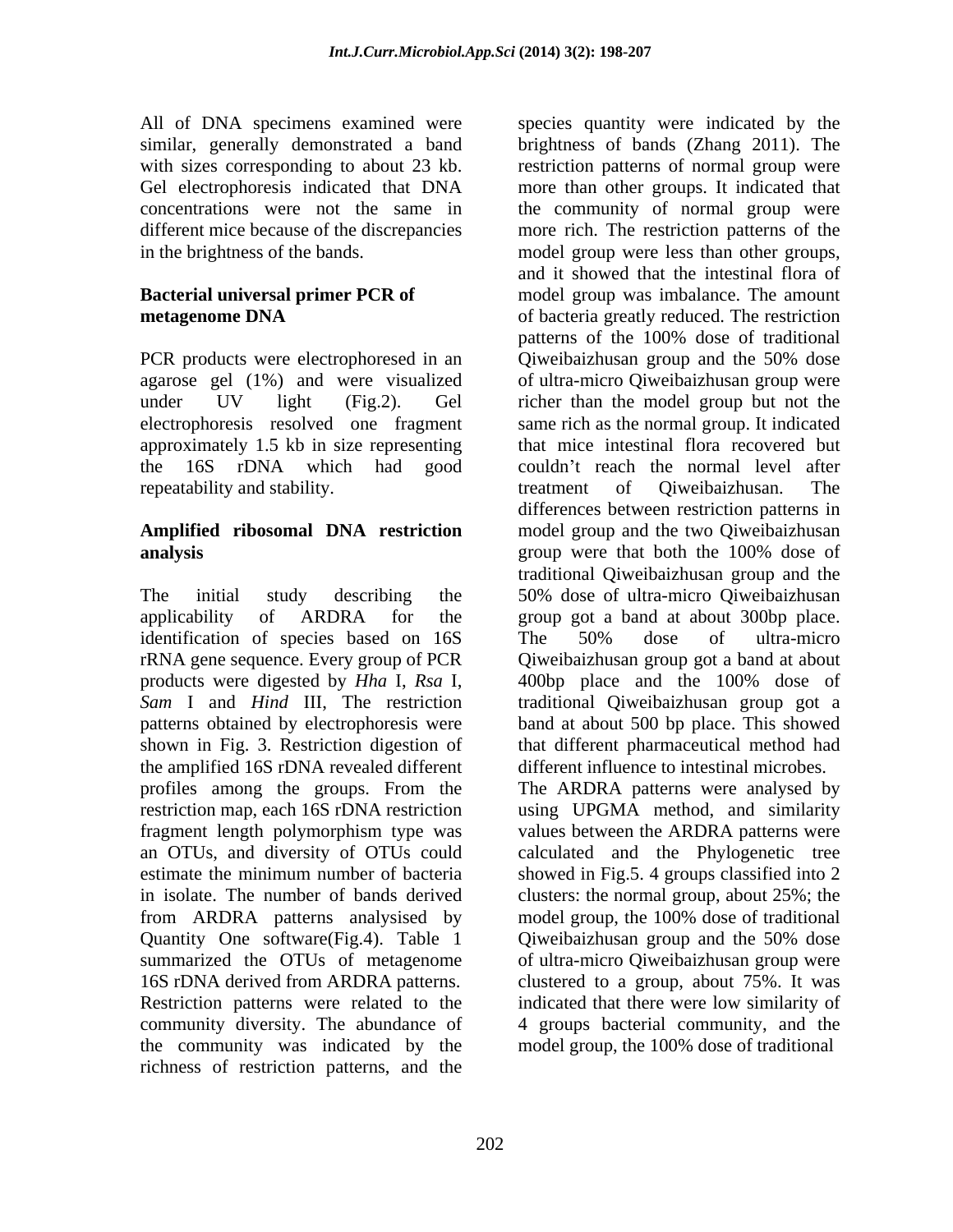All of DNA specimens examined were similar, generally demonstrated a band with sizes corresponding to about 23 kb. Gel electrophoresis indicated that DNA concentrations were not the same in different mice because of the discrepancies in the brightness of the bands.

**Bacterial universal primer PCR of metagenome DNA**

PCR products were electrophoresed in an agarose gel (1%) and were visualized under UV light (Fig.2). Gel electrophoresis resolved one fragment approximately 1.5 kb in size representing the 16S rDNA which had good repeatability and stability.

**Amplified ribosomal DNA restriction analysis**

The initial study describing the applicability of ARDRA for the identification of species based on 16S rRNA gene sequence. Every group of PCR products were digested by *Hha* I, *Rsa* I, *Sam* I and *Hind* III, The restriction patterns obtained by electrophoresis were shown in Fig. 3. Restriction digestion of the amplified 16S rDNA revealed different profiles among the groups. From the restriction map, each 16S rDNA restriction fragment length polymorphism type was an OTUs, and diversity of OTUs could estimate the minimum number of bacteria in isolate. The number of bands derived from ARDRA patterns analysised by Quantity One software(Fig.4). Table 1 summarized the OTUs of metagenome 16S rDNA derived from ARDRA patterns. Restriction patterns were related to the community diversity. The abundance of the community was indicated by the richness of restriction patterns, and the species quantity were indicated by the brightness of bands (Zhang 2011). The restriction patterns of normal group were more than other groups. It indicated that the community of normal group were more rich. The restriction patterns of the model group were less than other groups, and it showed that the intestinal flora of model group was imbalance. The amount of bacteria greatly reduced. The restriction patterns of the 100% dose of traditional Qiweibaizhusan group and the 50% dose of ultra-micro Qiweibaizhusan group were richer than the model group but not the same rich as the normal group. It indicated that mice intestinal flora recovered but couldn't reach the normal level after treatment of Qiweibaizhusan. The differences between restriction patterns in model group and the two Qiweibaizhusan group were that both the 100% dose of traditional Qiweibaizhusan group and the 50% dose of ultra-micro Qiweibaizhusan group got a band at about 300bp place. The 50% dose of ultra-micro Qiweibaizhusan group got a band at about 400bp place and the 100% dose of traditional Qiweibaizhusan group got a band at about 500 bp place. This showed that different pharmaceutical method had different influence to intestinal microbes.

The ARDRA patterns were analysed by using UPGMA method, and similarity values between the ARDRA patterns were calculated and the Phylogenetic tree showed in Fig.5. 4 groups classified into 2 clusters: the normal group, about 25%; the model group, the 100% dose of traditional Qiweibaizhusan group and the 50% dose of ultra-micro Qiweibaizhusan group were clustered to a group, about 75%. It was indicated that there were low similarity of 4 groups bacterial community, and the model group, the 100% dose of traditional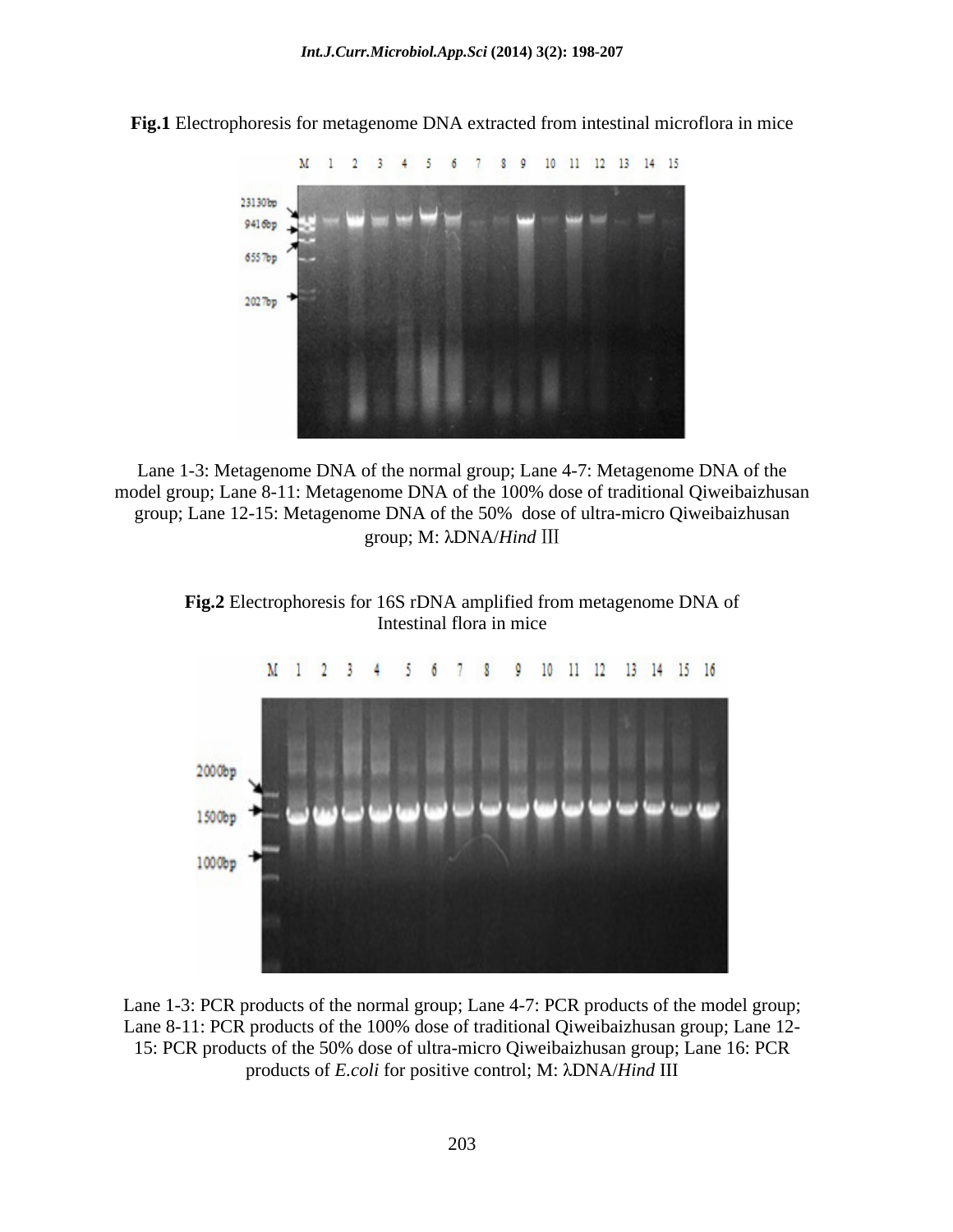**Fig.1** Electrophoresis for metagenome DNA extracted from intestinal microflora in mice

Lane 1-3: Metagenome DNA of the normal group; Lane 4-7: Metagenome DNA of the model group; Lane 8-11: Metagenome DNA of the 100% dose of traditional Qiweibaizhusan group; Lane 12-15: Metagenome DNA of the 50% dose of ultra-micro Qiweibaizhusan group; M: λDNA/*Hind* III

**Fig.2** Electrophoresis for 16S rDNA amplified from metagenome DNA of Intestinal flora in mice

Lane 1-3: PCR products of the normal group; Lane 4-7: PCR products of the model group; Lane 8-11: PCR products of the 100% dose of traditional Qiweibaizhusan group; Lane 12-15: PCR products of the 50% dose of ultra-micro Qiweibaizhusan group; Lane 16: PCR products of *E.coli* for positive control; M: λDNA/*Hind* III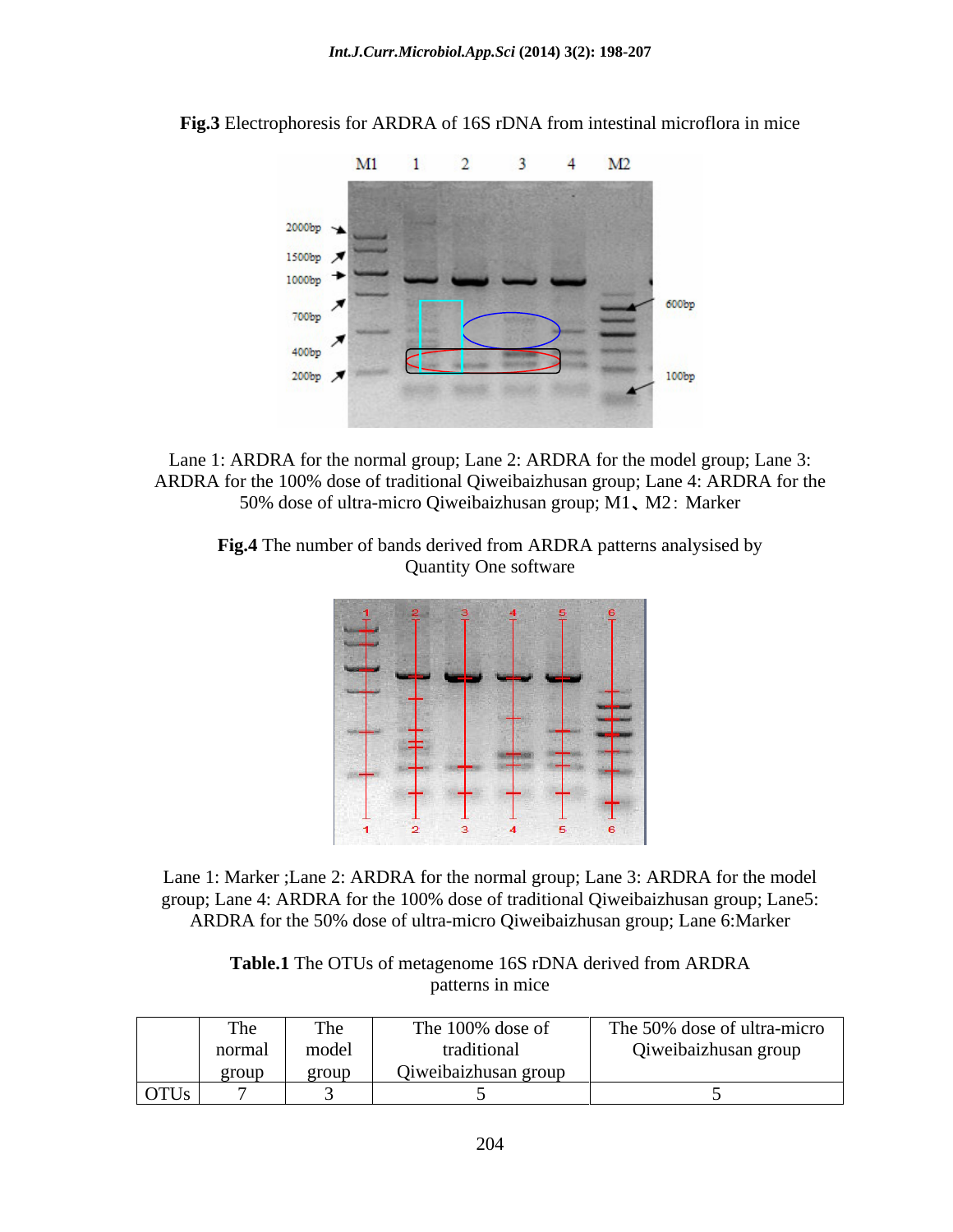**Fig.3** Electrophoresis for ARDRA of 16S rDNA from intestinal microflora in mice

Lane 1: ARDRA for the normal group; Lane 2: ARDRA for the model group; Lane 3: ARDRA for the 100% dose of traditional Qiweibaizhusan group; Lane 4: ARDRA for the 50% dose of ultra-micro Qiweibaizhusan group; M1、M2：Marker

**Fig.4** The number of bands derived from ARDRA patterns analysised by Quantity One software

Lane 1: Marker ;Lane 2: ARDRA for the normal group; Lane 3: ARDRA for the model group; Lane 4: ARDRA for the 100% dose of traditional Qiweibaizhusan group; Lane5: ARDRA for the 50% dose of ultra-micro Qiweibaizhusan group; Lane 6:Marker

**Table.1** The OTUs of metagenome 16S rDNA derived from ARDRA patterns in mice

| | The normal group | The model group | The 100% dose of traditional Qiweibaizhusan group | The 50% dose of ultra-micro Qiweibaizhusan group |
|---|---|---|---|---|
| OTUs | 7 | 3 | 5 | 5 |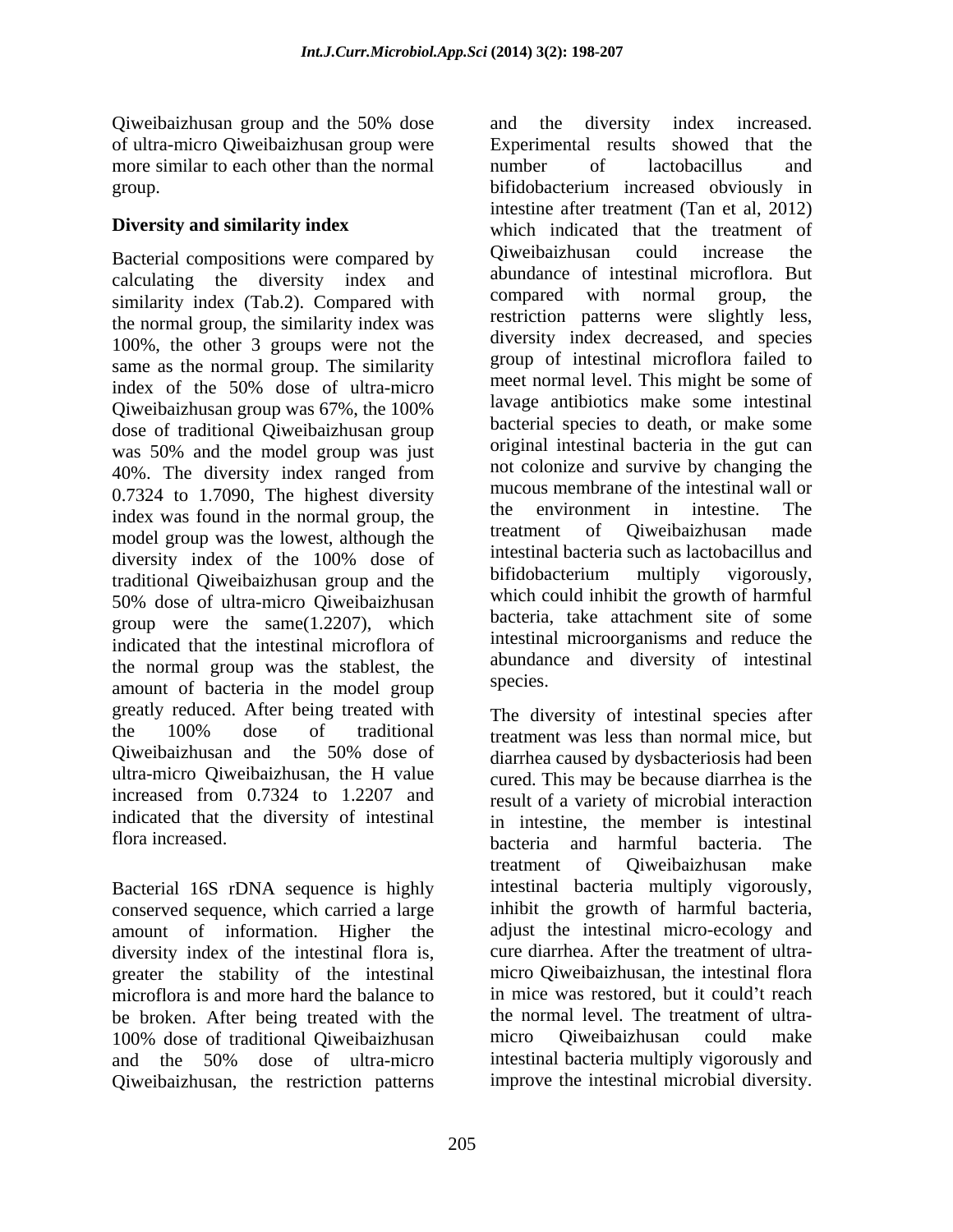Qiweibaizhusan group and the 50% dose of ultra-micro Qiweibaizhusan group were more similar to each other than the normal group.

## Diversity and similarity index

Bacterial compositions were compared by calculating the diversity index and similarity index (Tab.2). Compared with the normal group, the similarity index was 100%, the other 3 groups were not the same as the normal group. The similarity index of the 50% dose of ultra-micro Qiweibaizhusan group was 67%, the 100% dose of traditional Qiweibaizhusan group was 50% and the model group was just 40%. The diversity index ranged from 0.7324 to 1.7090, The highest diversity index was found in the normal group, the model group was the lowest, although the diversity index of the 100% dose of traditional Qiweibaizhusan group and the 50% dose of ultra-micro Qiweibaizhusan group were the same(1.2207), which indicated that the intestinal microflora of the normal group was the stablest, the amount of bacteria in the model group greatly reduced. After being treated with the 100% dose of traditional Qiweibaizhusan and the 50% dose of ultra-micro Qiweibaizhusan, the H value increased from 0.7324 to 1.2207 and indicated that the diversity of intestinal flora increased.

Bacterial 16S rDNA sequence is highly conserved sequence, which carried a large amount of information. Higher the diversity index of the intestinal flora is, greater the stability of the intestinal microflora is and more hard the balance to be broken. After being treated with the 100% dose of traditional Qiweibaizhusan and the 50% dose of ultra-micro Qiweibaizhusan, the restriction patterns and the diversity index increased. Experimental results showed that the number of lactobacillus and bifidobacterium increased obviously in intestine after treatment (Tan et al, 2012) which indicated that the treatment of Qiweibaizhusan could increase the abundance of intestinal microflora. But compared with normal group, the restriction patterns were slightly less, diversity index decreased, and species group of intestinal microflora failed to meet normal level. This might be some of lavage antibiotics make some intestinal bacterial species to death, or make some original intestinal bacteria in the gut can not colonize and survive by changing the mucous membrane of the intestinal wall or the environment in intestine. The treatment of Qiweibaizhusan made intestinal bacteria such as lactobacillus and bifidobacterium multiply vigorously, which could inhibit the growth of harmful bacteria, take attachment site of some intestinal microorganisms and reduce the abundance and diversity of intestinal species.

The diversity of intestinal species after treatment was less than normal mice, but diarrhea caused by dysbacteriosis had been cured. This may be because diarrhea is the result of a variety of microbial interaction in intestine, the member is intestinal bacteria and harmful bacteria. The treatment of Qiweibaizhusan make intestinal bacteria multiply vigorously, inhibit the growth of harmful bacteria, adjust the intestinal micro-ecology and cure diarrhea. After the treatment of ultra-micro Qiweibaizhusan, the intestinal flora in mice was restored, but it could't reach the normal level. The treatment of ultra-micro Qiweibaizhusan could make intestinal bacteria multiply vigorously and improve the intestinal microbial diversity.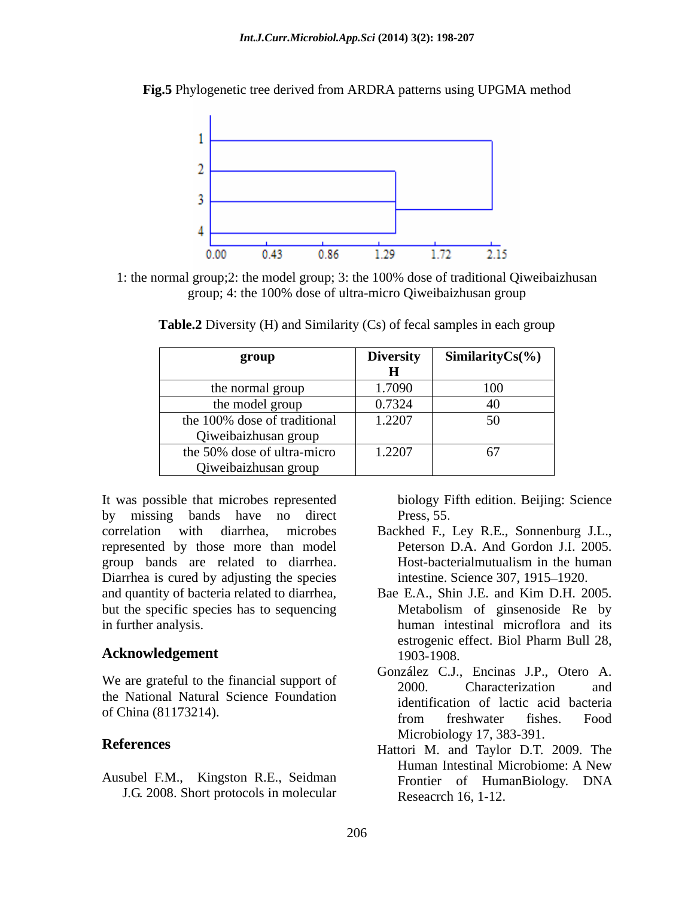**Fig.5** Phylogenetic tree derived from ARDRA patterns using UPGMA method

1: the normal group;2: the model group; 3: the 100% dose of traditional Qiweibaizhusan group; 4: the 100% dose of ultra-micro Qiweibaizhusan group

**Table.2** Diversity (H) and Similarity (Cs) of fecal samples in each group

| group | Diversity H | SimilarityCs(%) |
|---|---|---|
| the normal group | 1.7090 | 100 |
| the model group | 0.7324 | 40 |
| the 100% dose of traditional Qiweibaizhusan group | 1.2207 | 50 |
| the 50% dose of ultra-micro Qiweibaizhusan group | 1.2207 | 67 |

It was possible that microbes represented by missing bands have no direct correlation with diarrhea, microbes represented by those more than model group bands are related to diarrhea. Diarrhea is cured by adjusting the species and quantity of bacteria related to diarrhea, but the specific species has to sequencing in further analysis.

## Acknowledgement

We are grateful to the financial support of the National Natural Science Foundation of China (81173214).

## References

Ausubel F.M., Kingston R.E., Seidman J.G. 2008. Short protocols in molecular biology Fifth edition. Beijing: Science Press, 55.

Backhed F., Ley R.E., Sonnenburg J.L., Peterson D.A. And Gordon J.I. 2005. Host-bacterialmutualism in the human intestine. Science 307, 1915–1920.

Bae E.A., Shin J.E. and Kim D.H. 2005. Metabolism of ginsenoside Re by human intestinal microflora and its estrogenic effect. Biol Pharm Bull 28, 1903-1908.

González C.J., Encinas J.P., Otero A. 2000. Characterization and identification of lactic acid bacteria from freshwater fishes. Food Microbiology 17, 383-391.

Hattori M. and Taylor D.T. 2009. The Human Intestinal Microbiome: A New Frontier of HumanBiology. DNA Reseacrch 16, 1-12.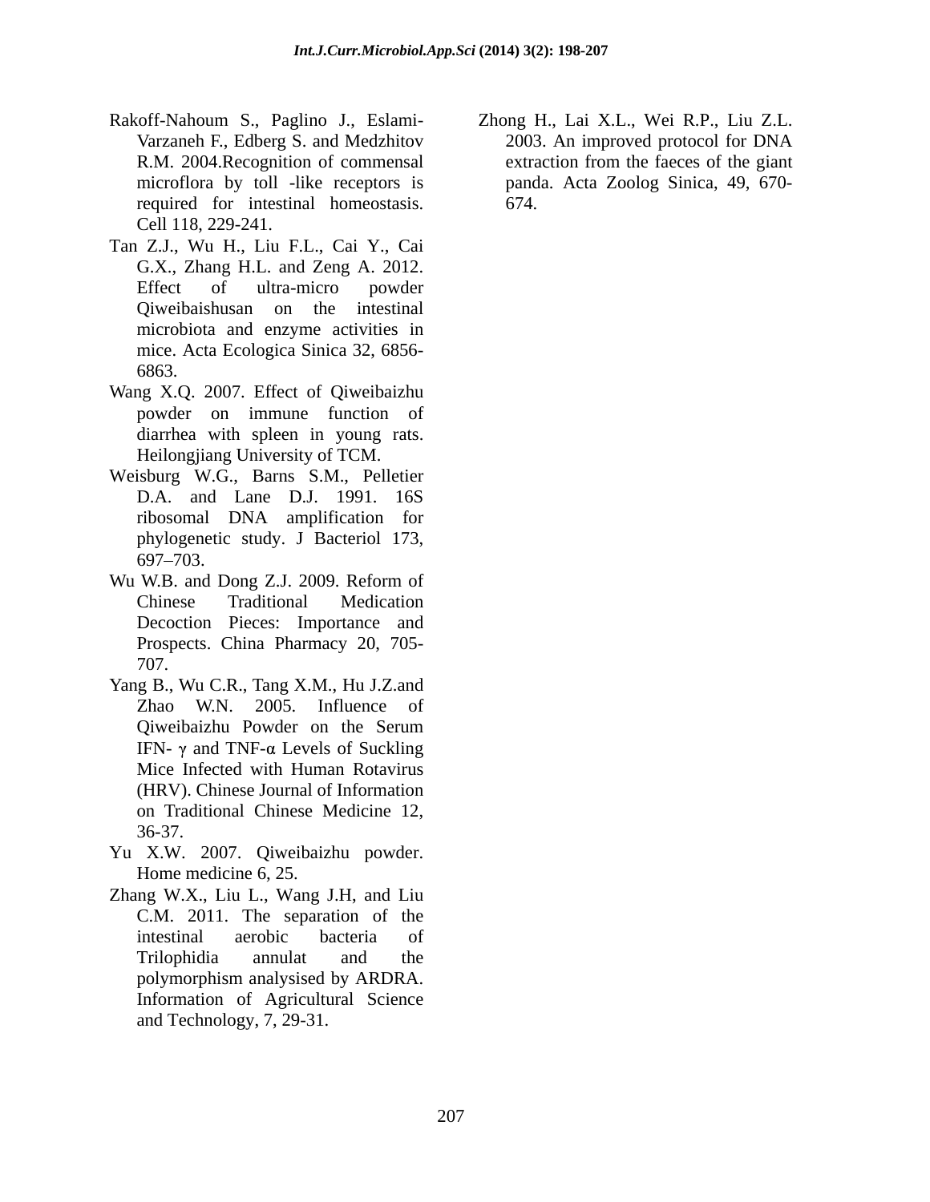Rakoff-Nahoum S., Paglino J., Eslami-Varzaneh F., Edberg S. and Medzhitov R.M. 2004.Recognition of commensal microflora by toll -like receptors is required for intestinal homeostasis. Cell 118, 229-241.

Tan Z.J., Wu H., Liu F.L., Cai Y., Cai G.X., Zhang H.L. and Zeng A. 2012. Effect of ultra-micro powder Qiweibaishusan on the intestinal microbiota and enzyme activities in mice. Acta Ecologica Sinica 32, 6856-6863.

Wang X.Q. 2007. Effect of Qiweibaizhu powder on immune function of diarrhea with spleen in young rats. Heilongjiang University of TCM.

Weisburg W.G., Barns S.M., Pelletier D.A. and Lane D.J. 1991. 16S ribosomal DNA amplification for phylogenetic study. J Bacteriol 173, 697–703.

Wu W.B. and Dong Z.J. 2009. Reform of Chinese Traditional Medication Decoction Pieces: Importance and Prospects. China Pharmacy 20, 705-707.

Yang B., Wu C.R., Tang X.M., Hu J.Z.and Zhao W.N. 2005. Influence of Qiweibaizhu Powder on the Serum IFN- γ and TNF-α Levels of Suckling Mice Infected with Human Rotavirus (HRV). Chinese Journal of Information on Traditional Chinese Medicine 12, 36-37.

Yu X.W. 2007. Qiweibaizhu powder. Home medicine 6, 25.

Zhang W.X., Liu L., Wang J.H, and Liu C.M. 2011. The separation of the intestinal aerobic bacteria of Trilophidia annulat and the polymorphism analysised by ARDRA. Information of Agricultural Science and Technology, 7, 29-31.

Zhong H., Lai X.L., Wei R.P., Liu Z.L. 2003. An improved protocol for DNA extraction from the faeces of the giant panda. Acta Zoolog Sinica, 49, 670-674.